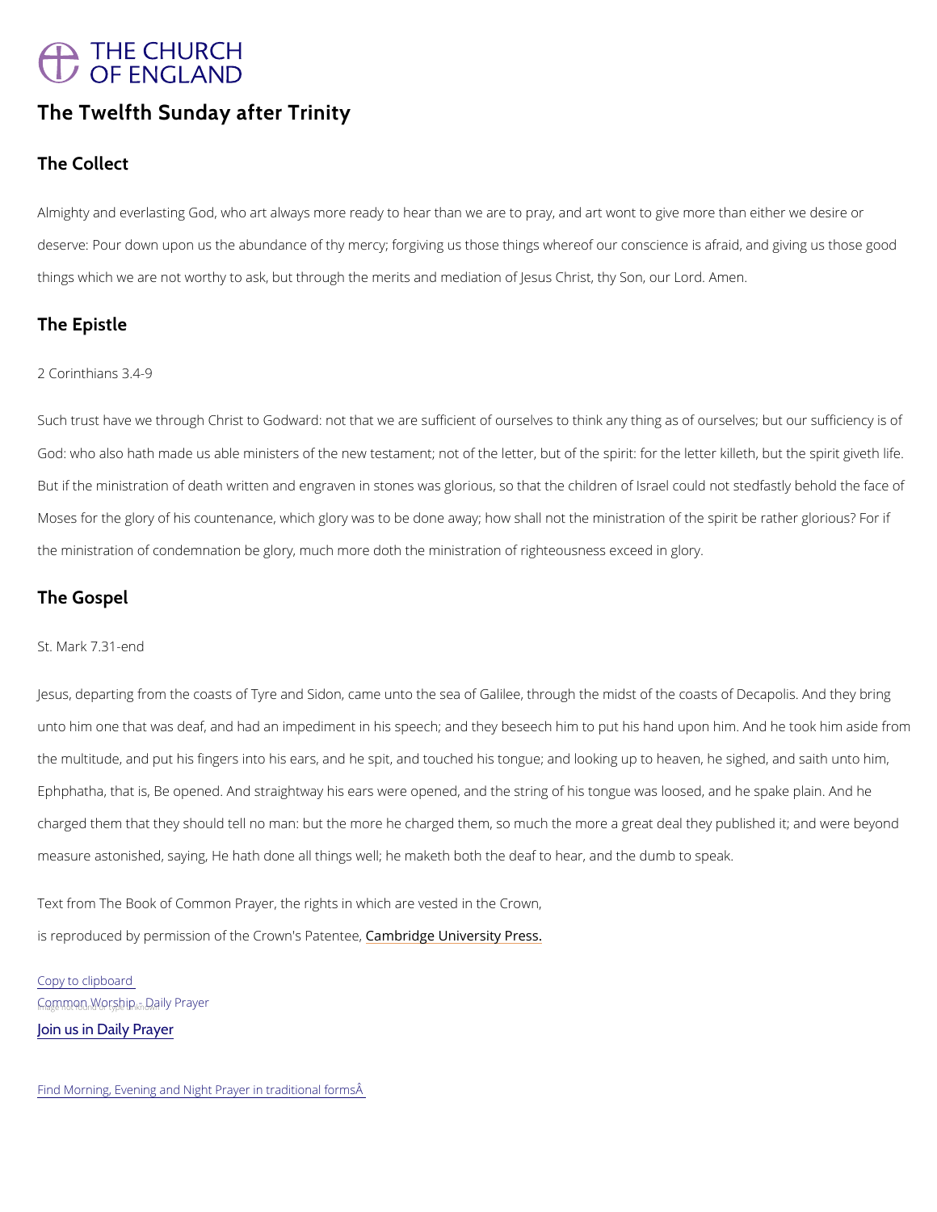THE CHURCH OF ENGLAND

# The Twelfth Sunday after Trinity

## The Collect

Almighty and everlasting God, who art always more ready to hear than we are to pray, and art wont to give more than either we desire or deserve: Pour down upon us the abundance of thy mercy; forgiving us those things whereof our conscience is afraid, and giving us those good things which we are not worthy to ask, but through the merits and mediation of Jesus Christ, thy Son, our Lord. Amen.

## The Epistle

2 Corinthians 3.4-9

Such trust have we through Christ to Godward: not that we are sufficient of ourselves to think any thing as of ourselves; but our sufficiency is of God: who also hath made us able ministers of the new testament; not of the letter, but of the spirit: for the letter killeth, but the spirit giveth life. But if the ministration of death written and engraven in stones was glorious, so that the children of Israel could not stedfastly behold the face of Moses for the glory of his countenance, which glory was to be done away; how shall not the ministration of the spirit be rather glorious? For if the ministration of condemnation be glory, much more doth the ministration of righteousness exceed in glory.

## The Gospel

St. Mark 7.31-end

Jesus, departing from the coasts of Tyre and Sidon, came unto the sea of Galilee, through the midst of the coasts of Decapolis. And they bring unto him one that was deaf, and had an impediment in his speech; and they beseech him to put his hand upon him. And he took him aside from the multitude, and put his fingers into his ears, and he spit, and touched his tongue; and looking up to heaven, he sighed, and saith unto him, Ephphatha, that is, Be opened. And straightway his ears were opened, and the string of his tongue was loosed, and he spake plain. And he charged them that they should tell no man: but the more he charged them, so much the more a great deal they published it; and were beyond measure astonished, saying, He hath done all things well; he maketh both the deaf to hear, and the dumb to speak.

Text from The Book of Common Prayer, the rights in which are vested in the Crown, is reproduced by permission of the Crown's Patentee, Cambridge University Press.

Copy to clipboard

Common Worship - Daily Prayer

Join us in Daily Prayer

Find Morning, Evening and Night Prayer in traditional formsÂ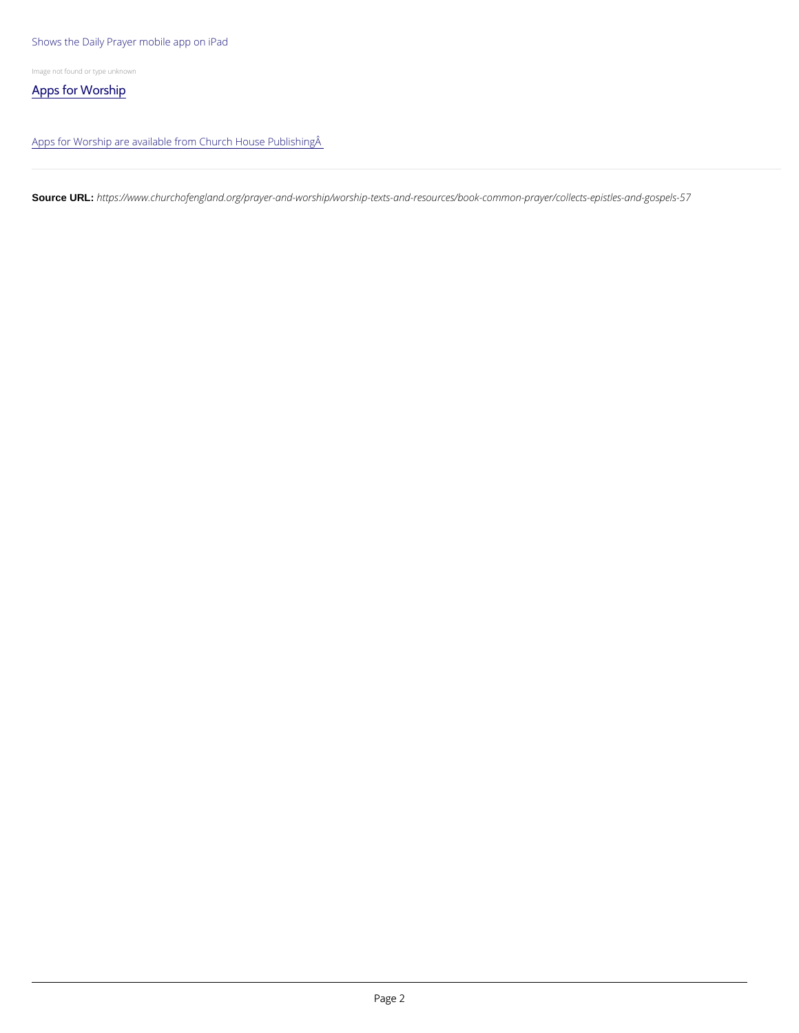Shows the Daily Prayer mobile app on iPad

Image not found or type unknown

[Apps for Worship]

Apps for Worship are available from Church House PublishingÂ 

---

**Source URL:** *https://www.churchofengland.org/prayer-and-worship/worship-texts-and-resources/book-common-prayer/collects-epistles-and-gospels-57*